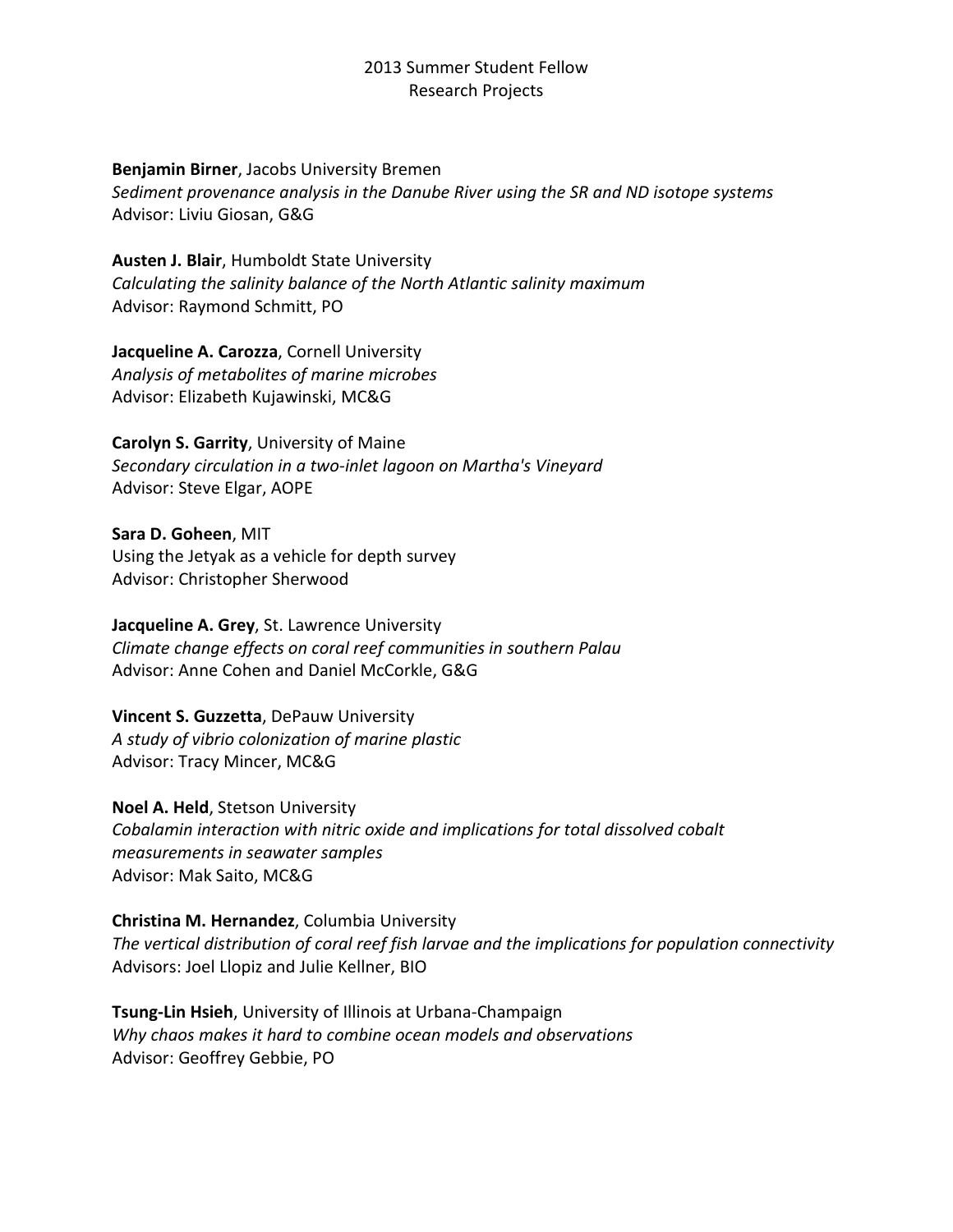# 2013 Summer Student Fellow
# Research Projects

**Benjamin Birner**, Jacobs University Bremen
*Sediment provenance analysis in the Danube River using the SR and ND isotope systems*
Advisor: Liviu Giosan, G&G

**Austen J. Blair**, Humboldt State University
*Calculating the salinity balance of the North Atlantic salinity maximum*
Advisor: Raymond Schmitt, PO

**Jacqueline A. Carozza**, Cornell University
*Analysis of metabolites of marine microbes*
Advisor: Elizabeth Kujawinski, MC&G

**Carolyn S. Garrity**, University of Maine
*Secondary circulation in a two-inlet lagoon on Martha's Vineyard*
Advisor: Steve Elgar, AOPE

**Sara D. Goheen**, MIT
Using the Jetyak as a vehicle for depth survey
Advisor: Christopher Sherwood

**Jacqueline A. Grey**, St. Lawrence University
*Climate change effects on coral reef communities in southern Palau*
Advisor: Anne Cohen and Daniel McCorkle, G&G

**Vincent S. Guzzetta**, DePauw University
*A study of vibrio colonization of marine plastic*
Advisor: Tracy Mincer, MC&G

**Noel A. Held**, Stetson University
*Cobalamin interaction with nitric oxide and implications for total dissolved cobalt measurements in seawater samples*
Advisor: Mak Saito, MC&G

**Christina M. Hernandez**, Columbia University
*The vertical distribution of coral reef fish larvae and the implications for population connectivity*
Advisors: Joel Llopiz and Julie Kellner, BIO

**Tsung-Lin Hsieh**, University of Illinois at Urbana-Champaign
*Why chaos makes it hard to combine ocean models and observations*
Advisor: Geoffrey Gebbie, PO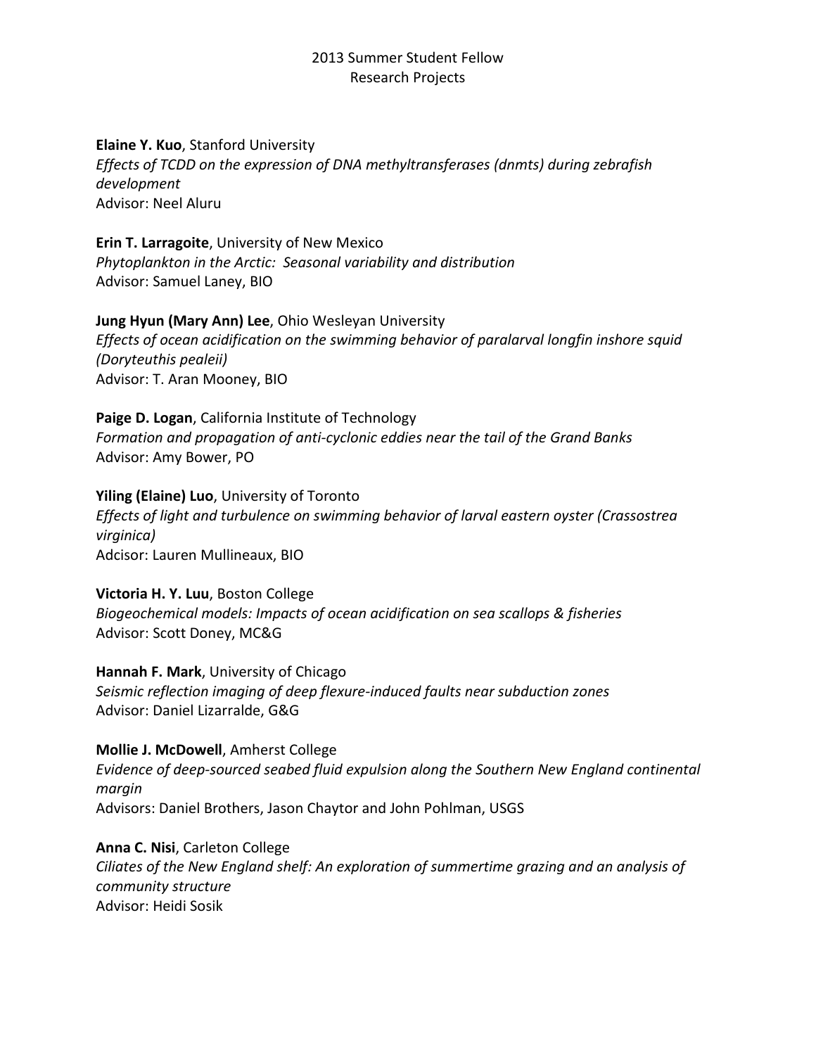2013 Summer Student Fellow
Research Projects

**Elaine Y. Kuo**, Stanford University
*Effects of TCDD on the expression of DNA methyltransferases (dnmts) during zebrafish development*
Advisor: Neel Aluru

**Erin T. Larragoite**, University of New Mexico
*Phytoplankton in the Arctic: Seasonal variability and distribution*
Advisor: Samuel Laney, BIO

**Jung Hyun (Mary Ann) Lee**, Ohio Wesleyan University
*Effects of ocean acidification on the swimming behavior of paralarval longfin inshore squid (Doryteuthis pealeii)*
Advisor: T. Aran Mooney, BIO

**Paige D. Logan**, California Institute of Technology
*Formation and propagation of anti-cyclonic eddies near the tail of the Grand Banks*
Advisor: Amy Bower, PO

**Yiling (Elaine) Luo**, University of Toronto
*Effects of light and turbulence on swimming behavior of larval eastern oyster (Crassostrea virginica)*
Adcisor: Lauren Mullineaux, BIO

**Victoria H. Y. Luu**, Boston College
*Biogeochemical models: Impacts of ocean acidification on sea scallops & fisheries*
Advisor: Scott Doney, MC&G

**Hannah F. Mark**, University of Chicago
*Seismic reflection imaging of deep flexure-induced faults near subduction zones*
Advisor: Daniel Lizarralde, G&G

**Mollie J. McDowell**, Amherst College
*Evidence of deep-sourced seabed fluid expulsion along the Southern New England continental margin*
Advisors: Daniel Brothers, Jason Chaytor and John Pohlman, USGS

**Anna C. Nisi**, Carleton College
*Ciliates of the New England shelf: An exploration of summertime grazing and an analysis of community structure*
Advisor: Heidi Sosik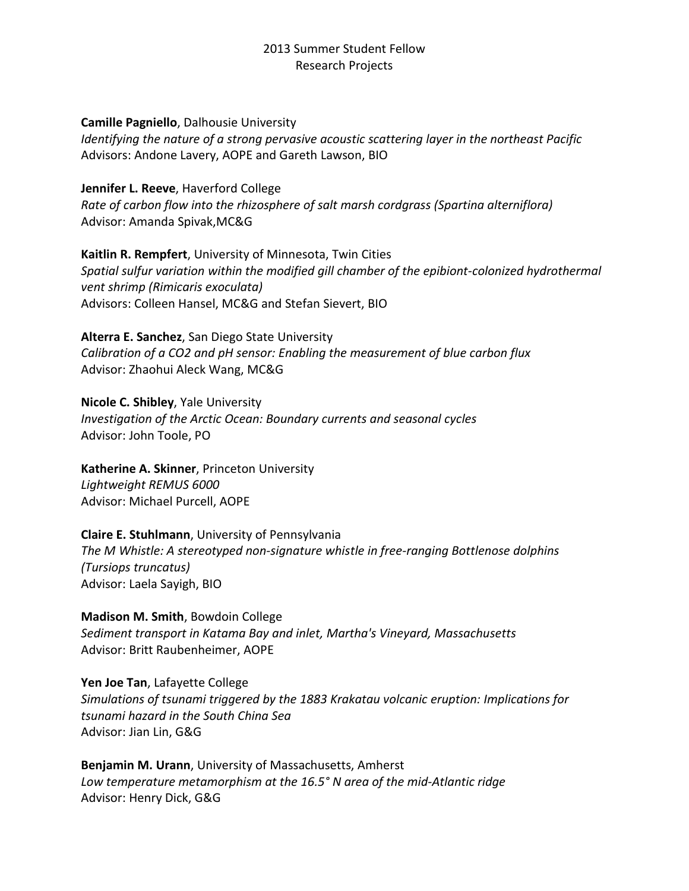# 2013 Summer Student Fellow Research Projects

**Camille Pagniello**, Dalhousie University
*Identifying the nature of a strong pervasive acoustic scattering layer in the northeast Pacific*
Advisors: Andone Lavery, AOPE and Gareth Lawson, BIO

**Jennifer L. Reeve**, Haverford College
*Rate of carbon flow into the rhizosphere of salt marsh cordgrass (Spartina alterniflora)*
Advisor: Amanda Spivak,MC&G

**Kaitlin R. Rempfert**, University of Minnesota, Twin Cities
*Spatial sulfur variation within the modified gill chamber of the epibiont-colonized hydrothermal vent shrimp (Rimicaris exoculata)*
Advisors: Colleen Hansel, MC&G and Stefan Sievert, BIO

**Alterra E. Sanchez**, San Diego State University
*Calibration of a CO2 and pH sensor: Enabling the measurement of blue carbon flux*
Advisor: Zhaohui Aleck Wang, MC&G

**Nicole C. Shibley**, Yale University
*Investigation of the Arctic Ocean: Boundary currents and seasonal cycles*
Advisor: John Toole, PO

**Katherine A. Skinner**, Princeton University
*Lightweight REMUS 6000*
Advisor: Michael Purcell, AOPE

**Claire E. Stuhlmann**, University of Pennsylvania
*The M Whistle: A stereotyped non-signature whistle in free-ranging Bottlenose dolphins (Tursiops truncatus)*
Advisor: Laela Sayigh, BIO

**Madison M. Smith**, Bowdoin College
*Sediment transport in Katama Bay and inlet, Martha's Vineyard, Massachusetts*
Advisor: Britt Raubenheimer, AOPE

**Yen Joe Tan**, Lafayette College
*Simulations of tsunami triggered by the 1883 Krakatau volcanic eruption: Implications for tsunami hazard in the South China Sea*
Advisor: Jian Lin, G&G

**Benjamin M. Urann**, University of Massachusetts, Amherst
*Low temperature metamorphism at the 16.5° N area of the mid-Atlantic ridge*
Advisor: Henry Dick, G&G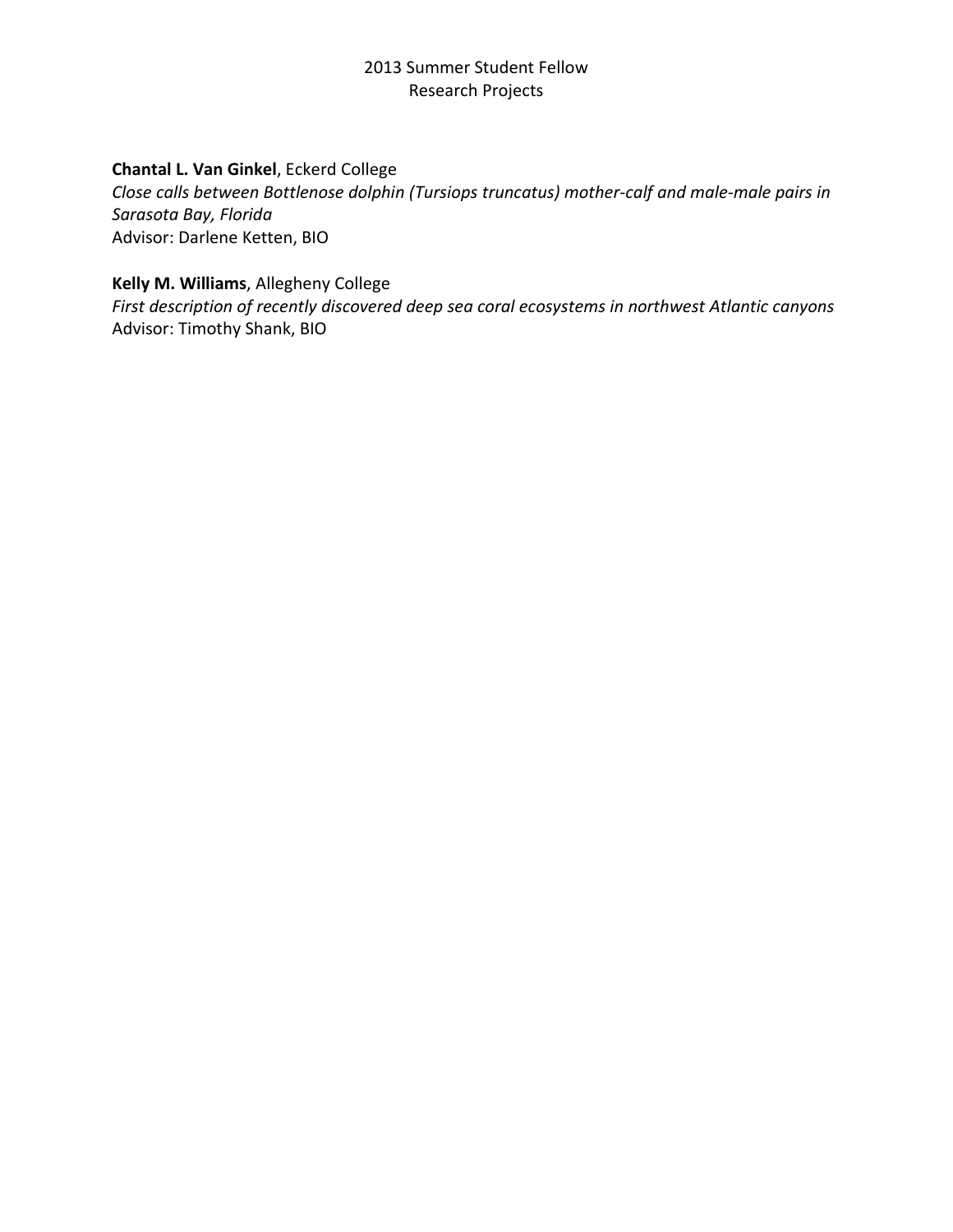**Chantal L. Van Ginkel**, Eckerd College
*Close calls between Bottlenose dolphin (Tursiops truncatus) mother-calf and male-male pairs in Sarasota Bay, Florida*
Advisor: Darlene Ketten, BIO

**Kelly M. Williams**, Allegheny College
*First description of recently discovered deep sea coral ecosystems in northwest Atlantic canyons*
Advisor: Timothy Shank, BIO